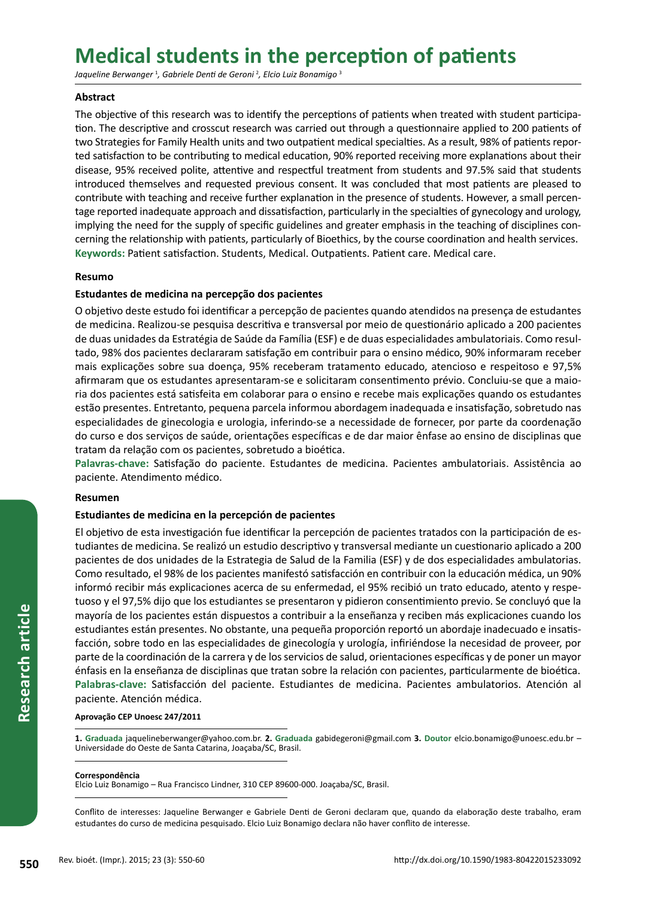# Medical students in the perception of patients

*Jaqueline Berwanger [1], Gabriele Denti de Geroni [2], Elcio Luiz Bonamigo [3]*

## Abstract

The objective of this research was to identify the perceptions of patients when treated with student participation. The descriptive and crosscut research was carried out through a questionnaire applied to 200 patients of two Strategies for Family Health units and two outpatient medical specialties. As a result, 98% of patients reported satisfaction to be contributing to medical education, 90% reported receiving more explanations about their disease, 95% received polite, attentive and respectful treatment from students and 97.5% said that students introduced themselves and requested previous consent. It was concluded that most patients are pleased to contribute with teaching and receive further explanation in the presence of students. However, a small percentage reported inadequate approach and dissatisfaction, particularly in the specialties of gynecology and urology, implying the need for the supply of specific guidelines and greater emphasis in the teaching of disciplines concerning the relationship with patients, particularly of Bioethics, by the course coordination and health services.

**Keywords:** Patient satisfaction. Students, Medical. Outpatients. Patient care. Medical care.

## Resumo

### Estudantes de medicina na percepção dos pacientes

O objetivo deste estudo foi identificar a percepção de pacientes quando atendidos na presença de estudantes de medicina. Realizou-se pesquisa descritiva e transversal por meio de questionário aplicado a 200 pacientes de duas unidades da Estratégia de Saúde da Família (ESF) e de duas especialidades ambulatoriais. Como resultado, 98% dos pacientes declararam satisfação em contribuir para o ensino médico, 90% informaram receber mais explicações sobre sua doença, 95% receberam tratamento educado, atencioso e respeitoso e 97,5% afirmaram que os estudantes apresentaram-se e solicitaram consentimento prévio. Concluiu-se que a maioria dos pacientes está satisfeita em colaborar para o ensino e recebe mais explicações quando os estudantes estão presentes. Entretanto, pequena parcela informou abordagem inadequada e insatisfação, sobretudo nas especialidades de ginecologia e urologia, inferindo-se a necessidade de fornecer, por parte da coordenação do curso e dos serviços de saúde, orientações específicas e de dar maior ênfase ao ensino de disciplinas que tratam da relação com os pacientes, sobretudo a bioética.

**Palavras-chave:** Satisfação do paciente. Estudantes de medicina. Pacientes ambulatoriais. Assistência ao paciente. Atendimento médico.

## Resumen

### Estudiantes de medicina en la percepción de pacientes

El objetivo de esta investigación fue identificar la percepción de pacientes tratados con la participación de estudiantes de medicina. Se realizó un estudio descriptivo y transversal mediante un cuestionario aplicado a 200 pacientes de dos unidades de la Estrategia de Salud de la Familia (ESF) y de dos especialidades ambulatorias. Como resultado, el 98% de los pacientes manifestó satisfacción en contribuir con la educación médica, un 90% informó recibir más explicaciones acerca de su enfermedad, el 95% recibió un trato educado, atento y respetuoso y el 97,5% dijo que los estudiantes se presentaron y pidieron consentimiento previo. Se concluyó que la mayoría de los pacientes están dispuestos a contribuir a la enseñanza y reciben más explicaciones cuando los estudiantes están presentes. No obstante, una pequeña proporción reportó un abordaje inadecuado e insatisfacción, sobre todo en las especialidades de ginecología y urología, infiriéndose la necesidad de proveer, por parte de la coordinación de la carrera y de los servicios de salud, orientaciones específicas y de poner un mayor énfasis en la enseñanza de disciplinas que tratan sobre la relación con pacientes, particularmente de bioética.

**Palabras-clave:** Satisfacción del paciente. Estudiantes de medicina. Pacientes ambulatorios. Atención al paciente. Atención médica.

**Aprovação CEP Unoesc 247/2011**

**1. Graduada** jaquelineberwanger@yahoo.com.br **2. Graduada** gabidegeroni@gmail.com **3. Doutor** elcio.bonamigo@unoesc.edu.br – Universidade do Oeste de Santa Catarina, Joaçaba/SC, Brasil.

**Correspondência**
Elcio Luiz Bonamigo – Rua Francisco Lindner, 310 CEP 89600-000. Joaçaba/SC, Brasil.

Conflito de interesses: Jaqueline Berwanger e Gabriele Denti de Geroni declaram que, quando da elaboração deste trabalho, eram estudantes do curso de medicina pesquisado. Elcio Luiz Bonamigo declara não haver conflito de interesse.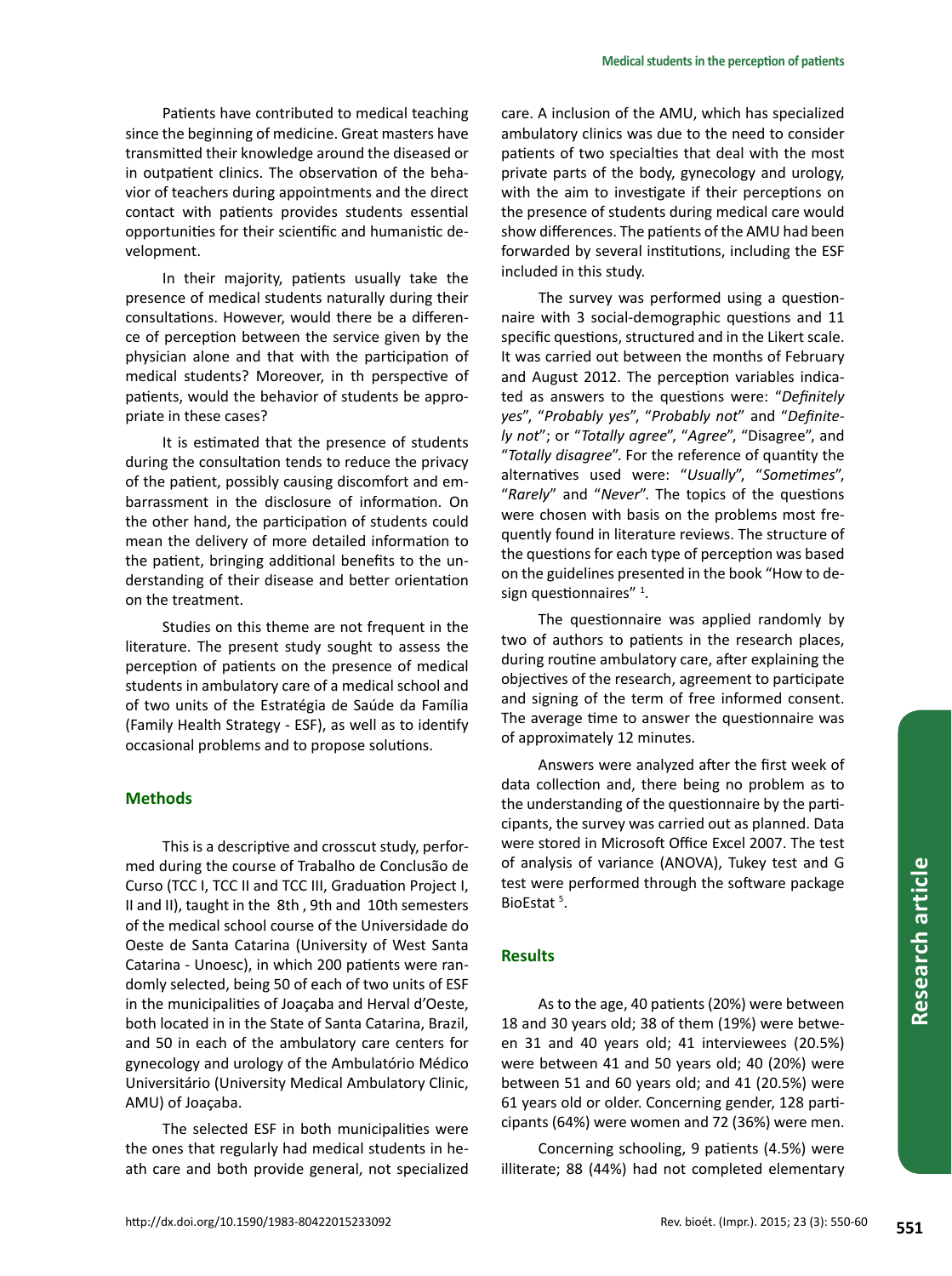Patients have contributed to medical teaching since the beginning of medicine. Great masters have transmitted their knowledge around the diseased or in outpatient clinics. The observation of the behavior of teachers during appointments and the direct contact with patients provides students essential opportunities for their scientific and humanistic development.

In their majority, patients usually take the presence of medical students naturally during their consultations. However, would there be a difference of perception between the service given by the physician alone and that with the participation of medical students? Moreover, in th perspective of patients, would the behavior of students be appropriate in these cases?

It is estimated that the presence of students during the consultation tends to reduce the privacy of the patient, possibly causing discomfort and embarrassment in the disclosure of information. On the other hand, the participation of students could mean the delivery of more detailed information to the patient, bringing additional benefits to the understanding of their disease and better orientation on the treatment.

Studies on this theme are not frequent in the literature. The present study sought to assess the perception of patients on the presence of medical students in ambulatory care of a medical school and of two units of the Estratégia de Saúde da Família (Family Health Strategy - ESF), as well as to identify occasional problems and to propose solutions.

## Methods

This is a descriptive and crosscut study, performed during the course of Trabalho de Conclusão de Curso (TCC I, TCC II and TCC III, Graduation Project I, II and II), taught in the 8th , 9th and 10th semesters of the medical school course of the Universidade do Oeste de Santa Catarina (University of West Santa Catarina - Unoesc), in which 200 patients were randomly selected, being 50 of each of two units of ESF in the municipalities of Joaçaba and Herval d'Oeste, both located in in the State of Santa Catarina, Brazil, and 50 in each of the ambulatory care centers for gynecology and urology of the Ambulatório Médico Universitário (University Medical Ambulatory Clinic, AMU) of Joaçaba.

The selected ESF in both municipalities were the ones that regularly had medical students in heath care and both provide general, not specialized care. A inclusion of the AMU, which has specialized ambulatory clinics was due to the need to consider patients of two specialties that deal with the most private parts of the body, gynecology and urology, with the aim to investigate if their perceptions on the presence of students during medical care would show differences. The patients of the AMU had been forwarded by several institutions, including the ESF included in this study.

The survey was performed using a questionnaire with 3 social-demographic questions and 11 specific questions, structured and in the Likert scale. It was carried out between the months of February and August 2012. The perception variables indicated as answers to the questions were: "*Definitely yes*", "*Probably yes*", "*Probably not*" and "*Definitely not*"; or "*Totally agree*", "*Agree*", "Disagree", and "*Totally disagree*". For the reference of quantity the alternatives used were: "*Usually*", "*Sometimes*", "*Rarely*" and "*Never*". The topics of the questions were chosen with basis on the problems most frequently found in literature reviews. The structure of the questions for each type of perception was based on the guidelines presented in the book "How to design questionnaires" [1].

The questionnaire was applied randomly by two of authors to patients in the research places, during routine ambulatory care, after explaining the objectives of the research, agreement to participate and signing of the term of free informed consent. The average time to answer the questionnaire was of approximately 12 minutes.

Answers were analyzed after the first week of data collection and, there being no problem as to the understanding of the questionnaire by the participants, the survey was carried out as planned. Data were stored in Microsoft Office Excel 2007. The test of analysis of variance (ANOVA), Tukey test and G test were performed through the software package BioEstat [5].

## Results

As to the age, 40 patients (20%) were between 18 and 30 years old; 38 of them (19%) were between 31 and 40 years old; 41 interviewees (20.5%) were between 41 and 50 years old; 40 (20%) were between 51 and 60 years old; and 41 (20.5%) were 61 years old or older. Concerning gender, 128 participants (64%) were women and 72 (36%) were men.

Concerning schooling, 9 patients (4.5%) were illiterate; 88 (44%) had not completed elementary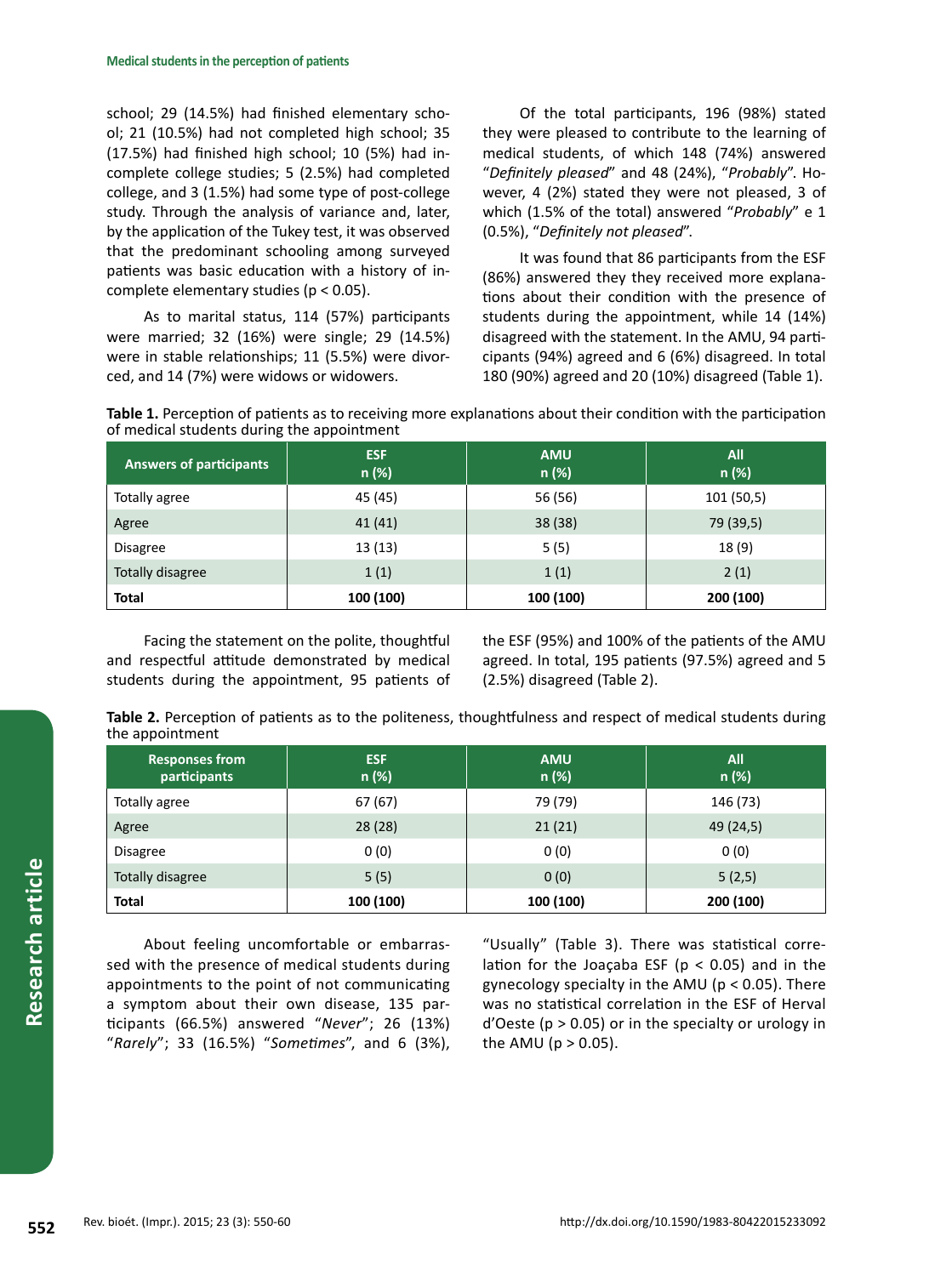school; 29 (14.5%) had finished elementary school; 21 (10.5%) had not completed high school; 35 (17.5%) had finished high school; 10 (5%) had incomplete college studies; 5 (2.5%) had completed college, and 3 (1.5%) had some type of post-college study. Through the analysis of variance and, later, by the application of the Tukey test, it was observed that the predominant schooling among surveyed patients was basic education with a history of incomplete elementary studies ($p < 0.05$).

As to marital status, 114 (57%) participants were married; 32 (16%) were single; 29 (14.5%) were in stable relationships; 11 (5.5%) were divorced, and 14 (7%) were widows or widowers.

Of the total participants, 196 (98%) stated they were pleased to contribute to the learning of medical students, of which 148 (74%) answered "*Definitely pleased*" and 48 (24%), "*Probably*". However, 4 (2%) stated they were not pleased, 3 of which (1.5% of the total) answered "*Probably*" e 1 (0.5%), "*Definitely not pleased*".

It was found that 86 participants from the ESF (86%) answered they they received more explanations about their condition with the presence of students during the appointment, while 14 (14%) disagreed with the statement. In the AMU, 94 participants (94%) agreed and 6 (6%) disagreed. In total 180 (90%) agreed and 20 (10%) disagreed (Table 1).

**Table 1.** Perception of patients as to receiving more explanations about their condition with the participation of medical students during the appointment

| Answers of participants | ESF n (%) | AMU n (%) | All n (%) |
|---|---|---|---|
| Totally agree | 45 (45) | 56 (56) | 101 (50,5) |
| Agree | 41 (41) | 38 (38) | 79 (39,5) |
| Disagree | 13 (13) | 5 (5) | 18 (9) |
| Totally disagree | 1 (1) | 1 (1) | 2 (1) |
| **Total** | **100 (100)** | **100 (100)** | **200 (100)** |

Facing the statement on the polite, thoughtful and respectful attitude demonstrated by medical students during the appointment, 95 patients of the ESF (95%) and 100% of the patients of the AMU agreed. In total, 195 patients (97.5%) agreed and 5 (2.5%) disagreed (Table 2).

**Table 2.** Perception of patients as to the politeness, thoughtfulness and respect of medical students during the appointment

| Responses from participants | ESF n (%) | AMU n (%) | All n (%) |
|---|---|---|---|
| Totally agree | 67 (67) | 79 (79) | 146 (73) |
| Agree | 28 (28) | 21 (21) | 49 (24,5) |
| Disagree | 0 (0) | 0 (0) | 0 (0) |
| Totally disagree | 5 (5) | 0 (0) | 5 (2,5) |
| **Total** | **100 (100)** | **100 (100)** | **200 (100)** |

About feeling uncomfortable or embarrassed with the presence of medical students during appointments to the point of not communicating a symptom about their own disease, 135 participants (66.5%) answered "*Never*"; 26 (13%) "*Rarely*"; 33 (16.5%) "*Sometimes*", and 6 (3%), "Usually" (Table 3). There was statistical correlation for the Joaçaba ESF ($p < 0.05$) and in the gynecology specialty in the AMU ($p < 0.05$). There was no statistical correlation in the ESF of Herval d'Oeste ($p > 0.05$) or in the specialty or urology in the AMU ($p > 0.05$).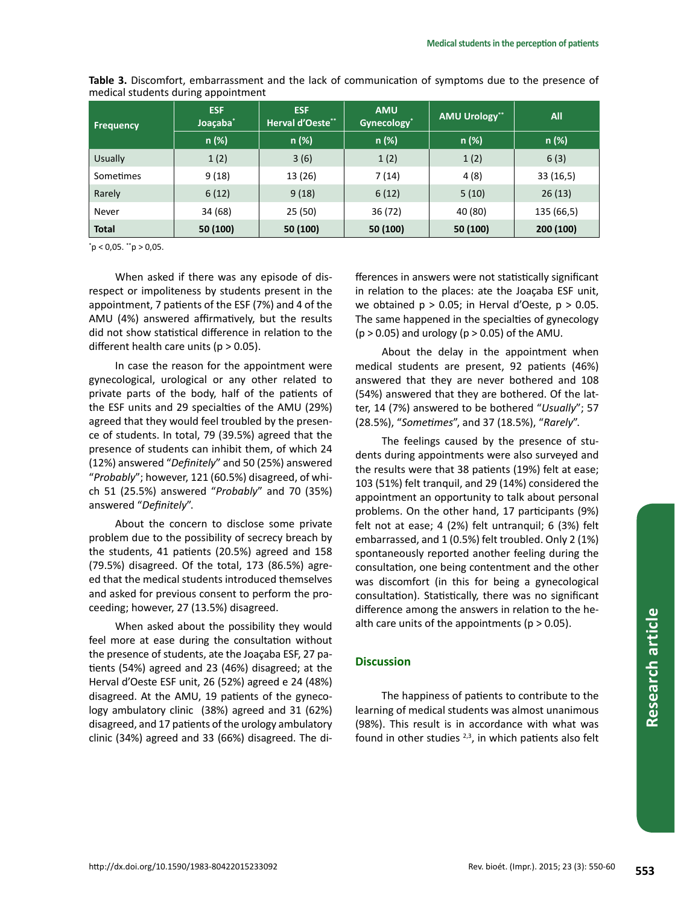**Table 3.** Discomfort, embarrassment and the lack of communication of symptoms due to the presence of medical students during appointment

| Frequency | ESF Joaçaba* | ESF Herval d'Oeste** | AMU Gynecology* | AMU Urology** | All |
|---|---|---|---|---|---|
| | n (%) | n (%) | n (%) | n (%) | n (%) |
| Usually | 1 (2) | 3 (6) | 1 (2) | 1 (2) | 6 (3) |
| Sometimes | 9 (18) | 13 (26) | 7 (14) | 4 (8) | 33 (16,5) |
| Rarely | 6 (12) | 9 (18) | 6 (12) | 5 (10) | 26 (13) |
| Never | 34 (68) | 25 (50) | 36 (72) | 40 (80) | 135 (66,5) |
| **Total** | **50 (100)** | **50 (100)** | **50 (100)** | **50 (100)** | **200 (100)** |

*p < 0,05. **p > 0,05.

When asked if there was any episode of disrespect or impoliteness by students present in the appointment, 7 patients of the ESF (7%) and 4 of the AMU (4%) answered affirmatively, but the results did not show statistical difference in relation to the different health care units ($p > 0.05$).

In case the reason for the appointment were gynecological, urological or any other related to private parts of the body, half of the patients of the ESF units and 29 specialties of the AMU (29%) agreed that they would feel troubled by the presence of students. In total, 79 (39.5%) agreed that the presence of students can inhibit them, of which 24 (12%) answered "*Definitely*" and 50 (25%) answered "*Probably*"; however, 121 (60.5%) disagreed, of which 51 (25.5%) answered "*Probably*" and 70 (35%) answered "*Definitely*".

About the concern to disclose some private problem due to the possibility of secrecy breach by the students, 41 patients (20.5%) agreed and 158 (79.5%) disagreed. Of the total, 173 (86.5%) agreed that the medical students introduced themselves and asked for previous consent to perform the proceeding; however, 27 (13.5%) disagreed.

When asked about the possibility they would feel more at ease during the consultation without the presence of students, ate the Joaçaba ESF, 27 patients (54%) agreed and 23 (46%) disagreed; at the Herval d'Oeste ESF unit, 26 (52%) agreed e 24 (48%) disagreed. At the AMU, 19 patients of the gynecology ambulatory clinic (38%) agreed and 31 (62%) disagreed, and 17 patients of the urology ambulatory clinic (34%) agreed and 33 (66%) disagreed. The differences in answers were not statistically significant in relation to the places: ate the Joaçaba ESF unit, we obtained $p > 0.05$; in Herval d'Oeste, $p > 0.05$. The same happened in the specialties of gynecology ($p > 0.05$) and urology ($p > 0.05$) of the AMU.

About the delay in the appointment when medical students are present, 92 patients (46%) answered that they are never bothered and 108 (54%) answered that they are bothered. Of the latter, 14 (7%) answered to be bothered "*Usually*"; 57 (28.5%), "*Sometimes*", and 37 (18.5%), "*Rarely*".

The feelings caused by the presence of students during appointments were also surveyed and the results were that 38 patients (19%) felt at ease; 103 (51%) felt tranquil, and 29 (14%) considered the appointment an opportunity to talk about personal problems. On the other hand, 17 participants (9%) felt not at ease; 4 (2%) felt untranquil; 6 (3%) felt embarrassed, and 1 (0.5%) felt troubled. Only 2 (1%) spontaneously reported another feeling during the consultation, one being contentment and the other was discomfort (in this for being a gynecological consultation). Statistically, there was no significant difference among the answers in relation to the health care units of the appointments ($p > 0.05$).

## Discussion

The happiness of patients to contribute to the learning of medical students was almost unanimous (98%). This result is in accordance with what was found in other studies [2,3], in which patients also felt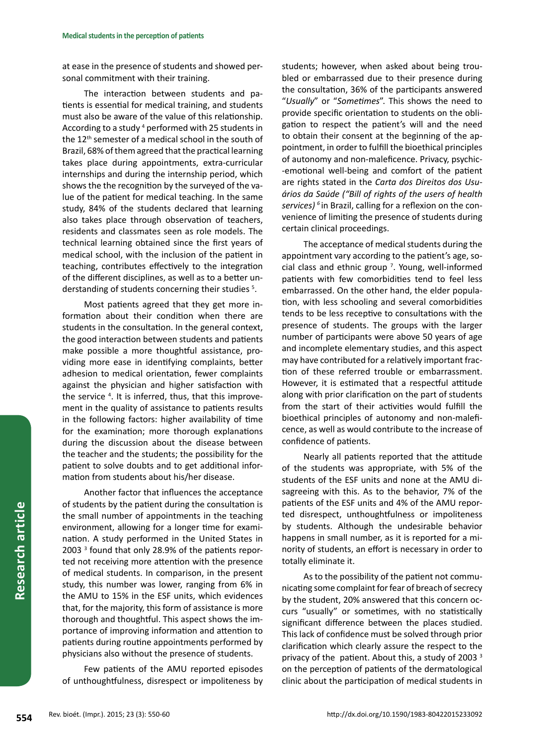at ease in the presence of students and showed personal commitment with their training.

The interaction between students and patients is essential for medical training, and students must also be aware of the value of this relationship. According to a study [4] performed with 25 students in the 12th semester of a medical school in the south of Brazil, 68% of them agreed that the practical learning takes place during appointments, extra-curricular internships and during the internship period, which shows the the recognition by the surveyed of the value of the patient for medical teaching. In the same study, 84% of the students declared that learning also takes place through observation of teachers, residents and classmates seen as role models. The technical learning obtained since the first years of medical school, with the inclusion of the patient in teaching, contributes effectively to the integration of the different disciplines, as well as to a better understanding of students concerning their studies [5].

Most patients agreed that they get more information about their condition when there are students in the consultation. In the general context, the good interaction between students and patients make possible a more thoughtful assistance, providing more ease in identifying complaints, better adhesion to medical orientation, fewer complaints against the physician and higher satisfaction with the service [4]. It is inferred, thus, that this improvement in the quality of assistance to patients results in the following factors: higher availability of time for the examination; more thorough explanations during the discussion about the disease between the teacher and the students; the possibility for the patient to solve doubts and to get additional information from students about his/her disease.

Another factor that influences the acceptance of students by the patient during the consultation is the small number of appointments in the teaching environment, allowing for a longer time for examination. A study performed in the United States in 2003 [3] found that only 28.9% of the patients reported not receiving more attention with the presence of medical students. In comparison, in the present study, this number was lower, ranging from 6% in the AMU to 15% in the ESF units, which evidences that, for the majority, this form of assistance is more thorough and thoughtful. This aspect shows the importance of improving information and attention to patients during routine appointments performed by physicians also without the presence of students.

Few patients of the AMU reported episodes of unthoughtfulness, disrespect or impoliteness by students; however, when asked about being troubled or embarrassed due to their presence during the consultation, 36% of the participants answered "*Usually*" or "*Sometimes*". This shows the need to provide specific orientation to students on the obligation to respect the patient's will and the need to obtain their consent at the beginning of the appointment, in order to fulfill the bioethical principles of autonomy and non-maleficence. Privacy, psychic-emotional well-being and comfort of the patient are rights stated in the *Carta dos Direitos dos Usuários da Saúde ("Bill of rights of the users of health services)* [6] in Brazil, calling for a reflexion on the convenience of limiting the presence of students during certain clinical proceedings.

The acceptance of medical students during the appointment vary according to the patient's age, social class and ethnic group [7]. Young, well-informed patients with few comorbidities tend to feel less embarrassed. On the other hand, the elder population, with less schooling and several comorbidities tends to be less receptive to consultations with the presence of students. The groups with the larger number of participants were above 50 years of age and incomplete elementary studies, and this aspect may have contributed for a relatively important fraction of these referred trouble or embarrassment. However, it is estimated that a respectful attitude along with prior clarification on the part of students from the start of their activities would fulfill the bioethical principles of autonomy and non-maleficence, as well as would contribute to the increase of confidence of patients.

Nearly all patients reported that the attitude of the students was appropriate, with 5% of the students of the ESF units and none at the AMU disagreeing with this. As to the behavior, 7% of the patients of the ESF units and 4% of the AMU reported disrespect, unthoughtfulness or impoliteness by students. Although the undesirable behavior happens in small number, as it is reported for a minority of students, an effort is necessary in order to totally eliminate it.

As to the possibility of the patient not communicating some complaint for fear of breach of secrecy by the student, 20% answered that this concern occurs "usually" or sometimes, with no statistically significant difference between the places studied. This lack of confidence must be solved through prior clarification which clearly assure the respect to the privacy of the patient. About this, a study of 2003 [3] on the perception of patients of the dermatological clinic about the participation of medical students in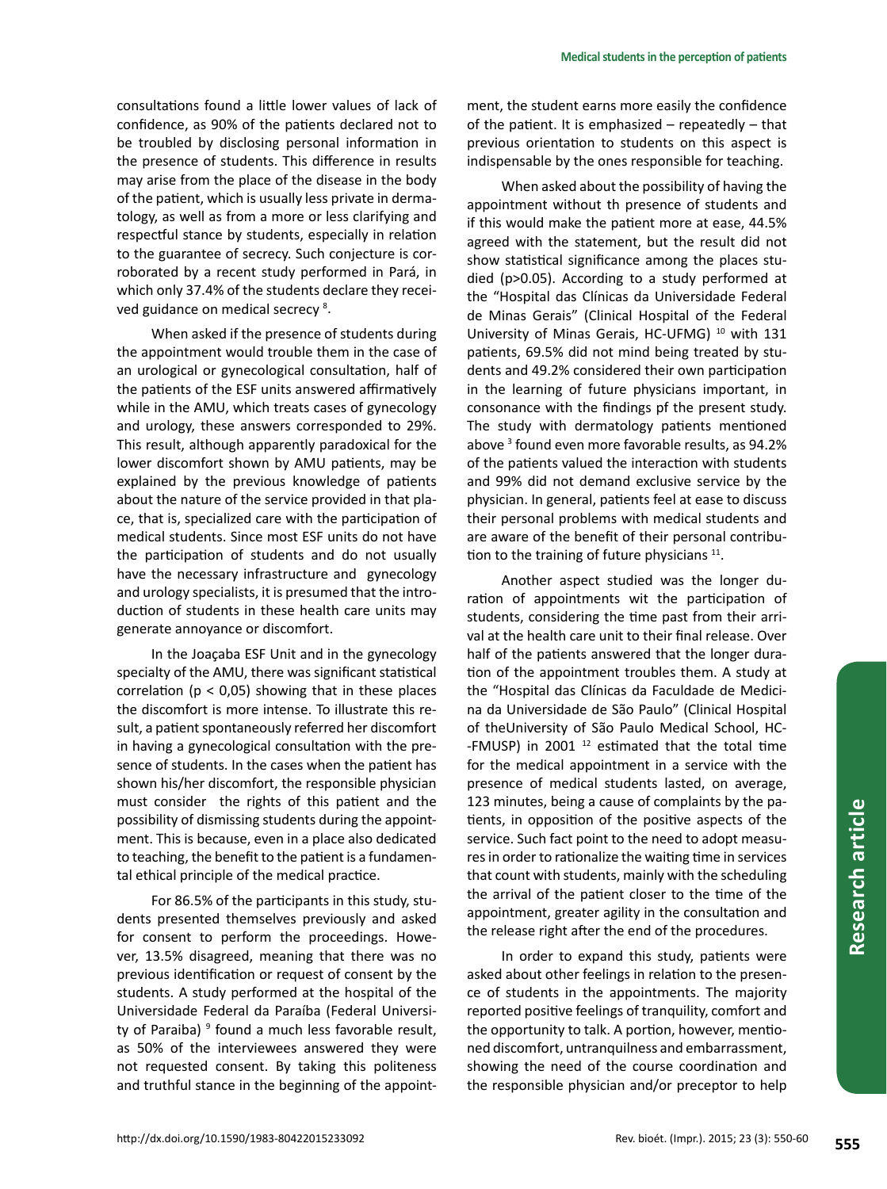consultations found a little lower values of lack of confidence, as 90% of the patients declared not to be troubled by disclosing personal information in the presence of students. This difference in results may arise from the place of the disease in the body of the patient, which is usually less private in dermatology, as well as from a more or less clarifying and respectful stance by students, especially in relation to the guarantee of secrecy. Such conjecture is corroborated by a recent study performed in Pará, in which only 37.4% of the students declare they received guidance on medical secrecy [8].

When asked if the presence of students during the appointment would trouble them in the case of an urological or gynecological consultation, half of the patients of the ESF units answered affirmatively while in the AMU, which treats cases of gynecology and urology, these answers corresponded to 29%. This result, although apparently paradoxical for the lower discomfort shown by AMU patients, may be explained by the previous knowledge of patients about the nature of the service provided in that place, that is, specialized care with the participation of medical students. Since most ESF units do not have the participation of students and do not usually have the necessary infrastructure and gynecology and urology specialists, it is presumed that the introduction of students in these health care units may generate annoyance or discomfort.

In the Joaçaba ESF Unit and in the gynecology specialty of the AMU, there was significant statistical correlation ($p < 0,05$) showing that in these places the discomfort is more intense. To illustrate this result, a patient spontaneously referred her discomfort in having a gynecological consultation with the presence of students. In the cases when the patient has shown his/her discomfort, the responsible physician must consider the rights of this patient and the possibility of dismissing students during the appointment. This is because, even in a place also dedicated to teaching, the benefit to the patient is a fundamental ethical principle of the medical practice.

For 86.5% of the participants in this study, students presented themselves previously and asked for consent to perform the proceedings. However, 13.5% disagreed, meaning that there was no previous identification or request of consent by the students. A study performed at the hospital of the Universidade Federal da Paraíba (Federal University of Paraiba) [9] found a much less favorable result, as 50% of the interviewees answered they were not requested consent. By taking this politeness and truthful stance in the beginning of the appointment, the student earns more easily the confidence of the patient. It is emphasized – repeatedly – that previous orientation to students on this aspect is indispensable by the ones responsible for teaching.

When asked about the possibility of having the appointment without th presence of students and if this would make the patient more at ease, 44.5% agreed with the statement, but the result did not show statistical significance among the places studied ($p>0.05$). According to a study performed at the "Hospital das Clínicas da Universidade Federal de Minas Gerais" (Clinical Hospital of the Federal University of Minas Gerais, HC-UFMG) [10] with 131 patients, 69.5% did not mind being treated by students and 49.2% considered their own participation in the learning of future physicians important, in consonance with the findings pf the present study. The study with dermatology patients mentioned above [3] found even more favorable results, as 94.2% of the patients valued the interaction with students and 99% did not demand exclusive service by the physician. In general, patients feel at ease to discuss their personal problems with medical students and are aware of the benefit of their personal contribution to the training of future physicians [11].

Another aspect studied was the longer duration of appointments wit the participation of students, considering the time past from their arrival at the health care unit to their final release. Over half of the patients answered that the longer duration of the appointment troubles them. A study at the "Hospital das Clínicas da Faculdade de Medicina da Universidade de São Paulo" (Clinical Hospital of theUniversity of São Paulo Medical School, HC-FMUSP) in 2001 [12] estimated that the total time for the medical appointment in a service with the presence of medical students lasted, on average, 123 minutes, being a cause of complaints by the patients, in opposition of the positive aspects of the service. Such fact point to the need to adopt measures in order to rationalize the waiting time in services that count with students, mainly with the scheduling the arrival of the patient closer to the time of the appointment, greater agility in the consultation and the release right after the end of the procedures.

In order to expand this study, patients were asked about other feelings in relation to the presence of students in the appointments. The majority reported positive feelings of tranquility, comfort and the opportunity to talk. A portion, however, mentioned discomfort, untranquilness and embarrassment, showing the need of the course coordination and the responsible physician and/or preceptor to help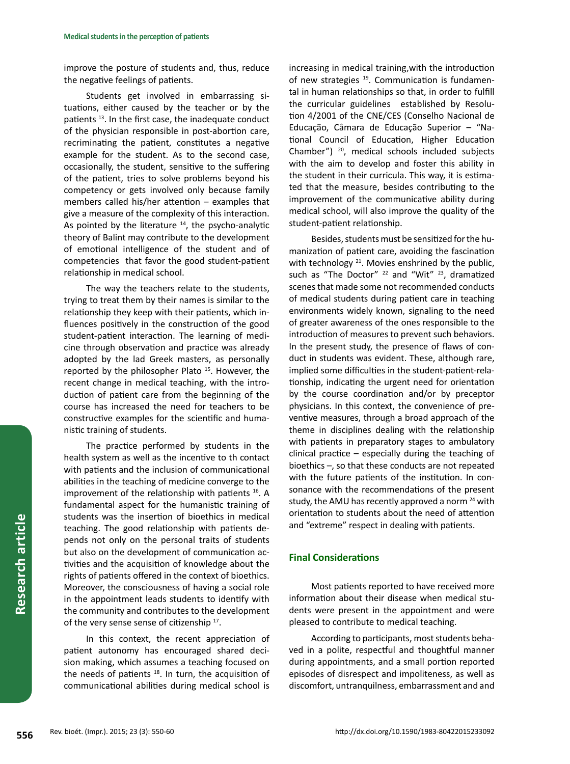improve the posture of students and, thus, reduce the negative feelings of patients.

Students get involved in embarrassing situations, either caused by the teacher or by the patients [13]. In the first case, the inadequate conduct of the physician responsible in post-abortion care, recriminating the patient, constitutes a negative example for the student. As to the second case, occasionally, the student, sensitive to the suffering of the patient, tries to solve problems beyond his competency or gets involved only because family members called his/her attention – examples that give a measure of the complexity of this interaction. As pointed by the literature [14], the psycho-analytic theory of Balint may contribute to the development of emotional intelligence of the student and of competencies that favor the good student-patient relationship in medical school.

The way the teachers relate to the students, trying to treat them by their names is similar to the relationship they keep with their patients, which influences positively in the construction of the good student-patient interaction. The learning of medicine through observation and practice was already adopted by the lad Greek masters, as personally reported by the philosopher Plato [15]. However, the recent change in medical teaching, with the introduction of patient care from the beginning of the course has increased the need for teachers to be constructive examples for the scientific and humanistic training of students.

The practice performed by students in the health system as well as the incentive to th contact with patients and the inclusion of communicational abilities in the teaching of medicine converge to the improvement of the relationship with patients [16]. A fundamental aspect for the humanistic training of students was the insertion of bioethics in medical teaching. The good relationship with patients depends not only on the personal traits of students but also on the development of communication activities and the acquisition of knowledge about the rights of patients offered in the context of bioethics. Moreover, the consciousness of having a social role in the appointment leads students to identify with the community and contributes to the development of the very sense sense of citizenship [17].

In this context, the recent appreciation of patient autonomy has encouraged shared decision making, which assumes a teaching focused on the needs of patients [18]. In turn, the acquisition of communicational abilities during medical school is increasing in medical training,with the introduction of new strategies [19]. Communication is fundamental in human relationships so that, in order to fulfill the curricular guidelines established by Resolution 4/2001 of the CNE/CES (Conselho Nacional de Educação, Câmara de Educação Superior – "National Council of Education, Higher Education Chamber") [20], medical schools included subjects with the aim to develop and foster this ability in the student in their curricula. This way, it is estimated that the measure, besides contributing to the improvement of the communicative ability during medical school, will also improve the quality of the student-patient relationship.

Besides, students must be sensitized for the humanization of patient care, avoiding the fascination with technology [21]. Movies enshrined by the public, such as "The Doctor" [22] and "Wit" [23], dramatized scenes that made some not recommended conducts of medical students during patient care in teaching environments widely known, signaling to the need of greater awareness of the ones responsible to the introduction of measures to prevent such behaviors. In the present study, the presence of flaws of conduct in students was evident. These, although rare, implied some difficulties in the student-patient-relationship, indicating the urgent need for orientation by the course coordination and/or by preceptor physicians. In this context, the convenience of preventive measures, through a broad approach of the theme in disciplines dealing with the relationship with patients in preparatory stages to ambulatory clinical practice – especially during the teaching of bioethics –, so that these conducts are not repeated with the future patients of the institution. In consonance with the recommendations of the present study, the AMU has recently approved a norm [24] with orientation to students about the need of attention and "extreme" respect in dealing with patients.

## Final Considerations

Most patients reported to have received more information about their disease when medical students were present in the appointment and were pleased to contribute to medical teaching.

According to participants, most students behaved in a polite, respectful and thoughtful manner during appointments, and a small portion reported episodes of disrespect and impoliteness, as well as discomfort, untranquilness, embarrassment and and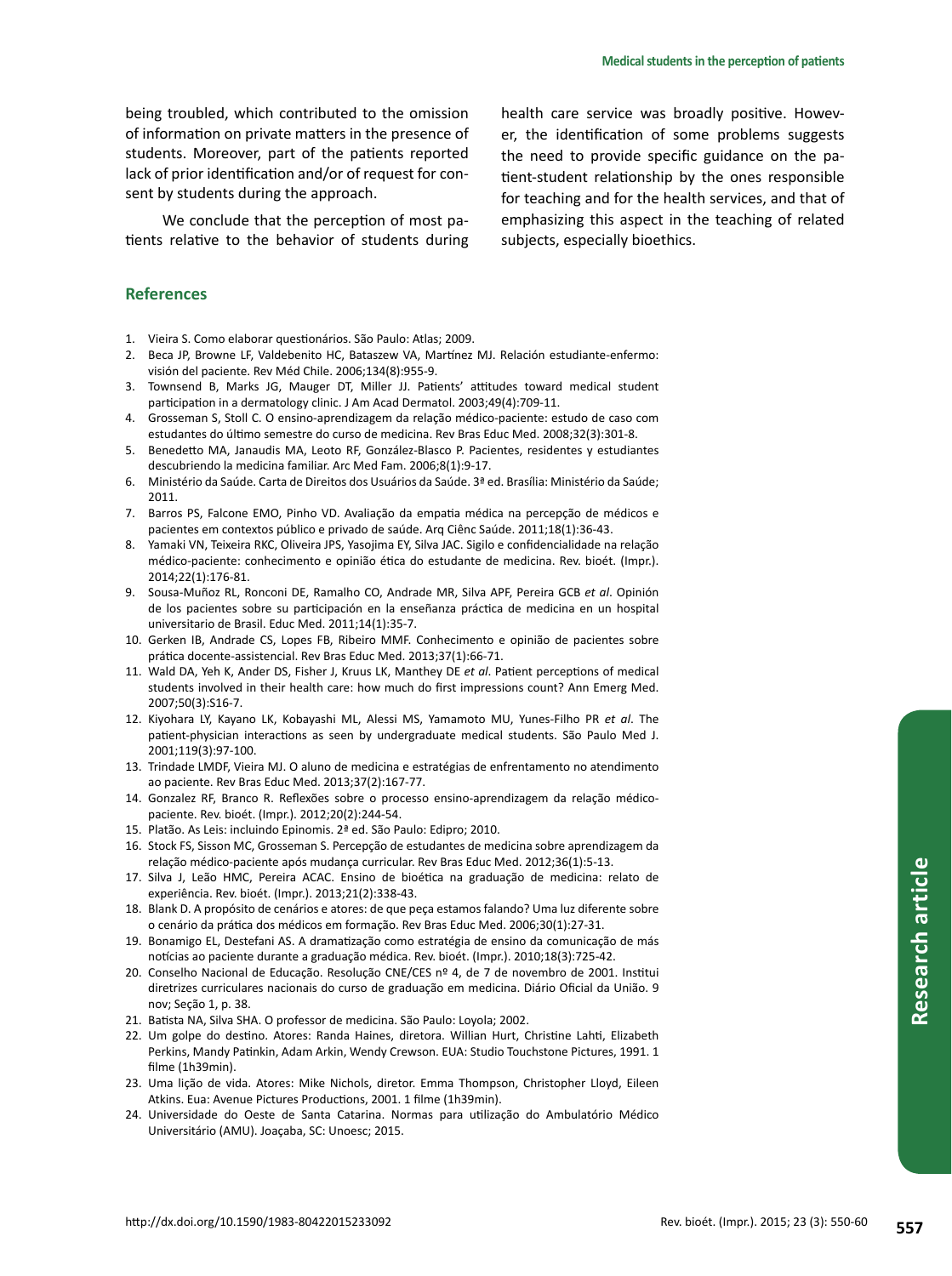being troubled, which contributed to the omission of information on private matters in the presence of students. Moreover, part of the patients reported lack of prior identification and/or of request for consent by students during the approach.

We conclude that the perception of most patients relative to the behavior of students during health care service was broadly positive. However, the identification of some problems suggests the need to provide specific guidance on the patient-student relationship by the ones responsible for teaching and for the health services, and that of emphasizing this aspect in the teaching of related subjects, especially bioethics.

## References

1. Vieira S. Como elaborar questionários. São Paulo: Atlas; 2009.
2. Beca JP, Browne LF, Valdebenito HC, Bataszew VA, Martínez MJ. Relación estudiante-enfermo: visión del paciente. Rev Méd Chile. 2006;134(8):955-9.
3. Townsend B, Marks JG, Mauger DT, Miller JJ. Patients' attitudes toward medical student participation in a dermatology clinic. J Am Acad Dermatol. 2003;49(4):709-11.
4. Grosseman S, Stoll C. O ensino-aprendizagem da relação médico-paciente: estudo de caso com estudantes do último semestre do curso de medicina. Rev Bras Educ Med. 2008;32(3):301-8.
5. Benedetto MA, Janaudis MA, Leoto RF, González-Blasco P. Pacientes, residentes y estudiantes descubriendo la medicina familiar. Arc Med Fam. 2006;8(1):9-17.
6. Ministério da Saúde. Carta de Direitos dos Usuários da Saúde. 3ª ed. Brasília: Ministério da Saúde; 2011.
7. Barros PS, Falcone EMO, Pinho VD. Avaliação da empatia médica na percepção de médicos e pacientes em contextos público e privado de saúde. Arq Ciênc Saúde. 2011;18(1):36-43.
8. Yamaki VN, Teixeira RKC, Oliveira JPS, Yasojima EY, Silva JAC. Sigilo e confidencialidade na relação médico-paciente: conhecimento e opinião ética do estudante de medicina. Rev. bioét. (Impr.). 2014;22(1):176-81.
9. Sousa-Muñoz RL, Ronconi DE, Ramalho CO, Andrade MR, Silva APF, Pereira GCB *et al*. Opinión de los pacientes sobre su participación en la enseñanza práctica de medicina en un hospital universitario de Brasil. Educ Med. 2011;14(1):35-7.
10. Gerken IB, Andrade CS, Lopes FB, Ribeiro MMF. Conhecimento e opinião de pacientes sobre prática docente-assistencial. Rev Bras Educ Med. 2013;37(1):66-71.
11. Wald DA, Yeh K, Ander DS, Fisher J, Kruus LK, Manthey DE *et al*. Patient perceptions of medical students involved in their health care: how much do first impressions count? Ann Emerg Med. 2007;50(3):S16-7.
12. Kiyohara LY, Kayano LK, Kobayashi ML, Alessi MS, Yamamoto MU, Yunes-Filho PR *et al*. The patient-physician interactions as seen by undergraduate medical students. São Paulo Med J. 2001;119(3):97-100.
13. Trindade LMDF, Vieira MJ. O aluno de medicina e estratégias de enfrentamento no atendimento ao paciente. Rev Bras Educ Med. 2013;37(2):167-77.
14. Gonzalez RF, Branco R. Reflexões sobre o processo ensino-aprendizagem da relação médico-paciente. Rev. bioét. (Impr.). 2012;20(2):244-54.
15. Platão. As Leis: incluindo Epinomis. 2ª ed. São Paulo: Edipro; 2010.
16. Stock FS, Sisson MC, Grosseman S. Percepção de estudantes de medicina sobre aprendizagem da relação médico-paciente após mudança curricular. Rev Bras Educ Med. 2012;36(1):5-13.
17. Silva J, Leão HMC, Pereira ACAC. Ensino de bioética na graduação de medicina: relato de experiência. Rev. bioét. (Impr.). 2013;21(2):338-43.
18. Blank D. A propósito de cenários e atores: de que peça estamos falando? Uma luz diferente sobre o cenário da prática dos médicos em formação. Rev Bras Educ Med. 2006;30(1):27-31.
19. Bonamigo EL, Destefani AS. A dramatização como estratégia de ensino da comunicação de más notícias ao paciente durante a graduação médica. Rev. bioét. (Impr.). 2010;18(3):725-42.
20. Conselho Nacional de Educação. Resolução CNE/CES nº 4, de 7 de novembro de 2001. Institui diretrizes curriculares nacionais do curso de graduação em medicina. Diário Oficial da União. 9 nov; Seção 1, p. 38.
21. Batista NA, Silva SHA. O professor de medicina. São Paulo: Loyola; 2002.
22. Um golpe do destino. Atores: Randa Haines, diretora. Willian Hurt, Christine Lahti, Elizabeth Perkins, Mandy Patinkin, Adam Arkin, Wendy Crewson. EUA: Studio Touchstone Pictures, 1991. 1 filme (1h39min).
23. Uma lição de vida. Atores: Mike Nichols, diretor. Emma Thompson, Christopher Lloyd, Eileen Atkins. Eua: Avenue Pictures Productions, 2001. 1 filme (1h39min).
24. Universidade do Oeste de Santa Catarina. Normas para utilização do Ambulatório Médico Universitário (AMU). Joaçaba, SC: Unoesc; 2015.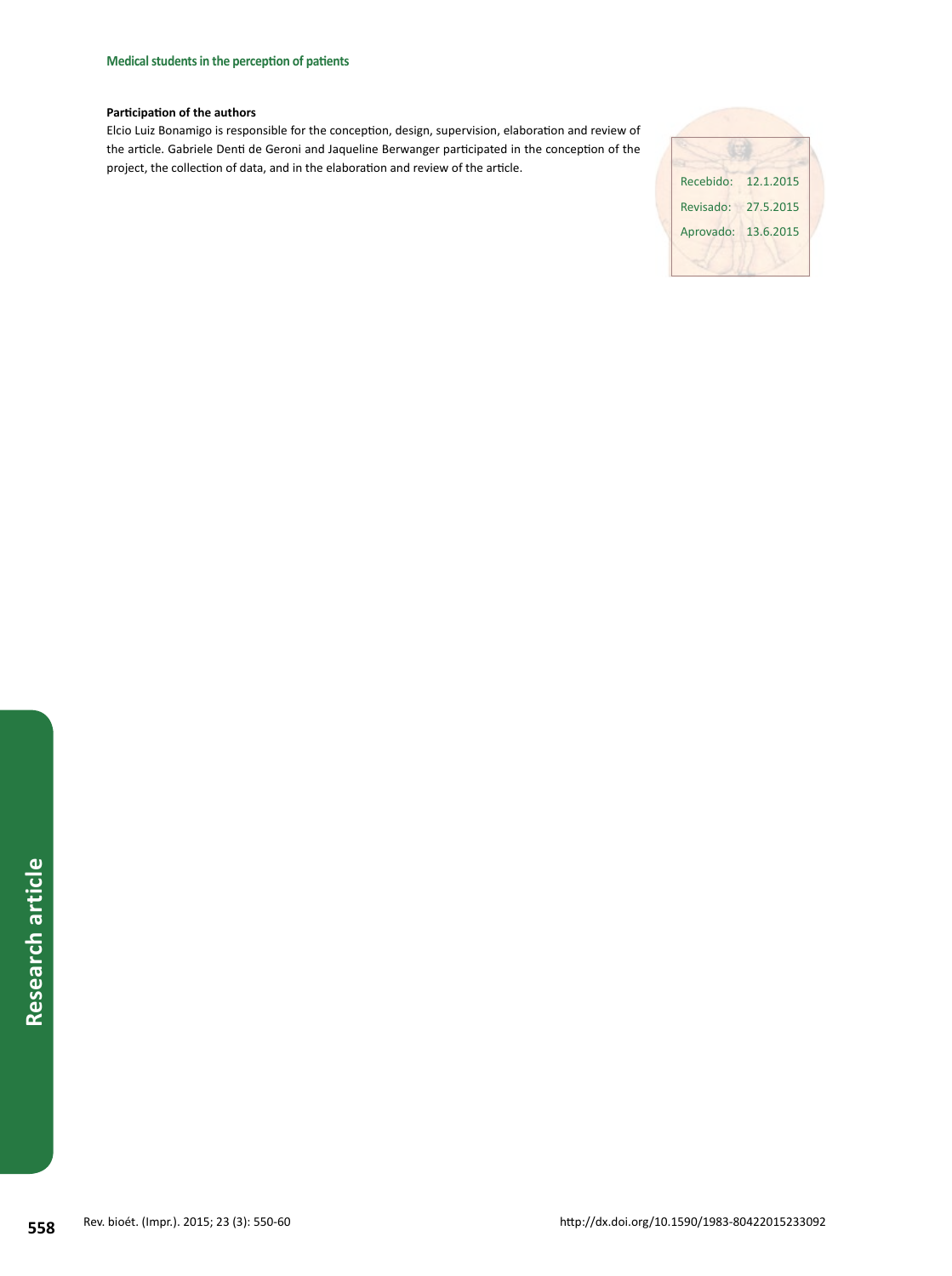**Participation of the authors**

Elcio Luiz Bonamigo is responsible for the conception, design, supervision, elaboration and review of the article. Gabriele Denti de Geroni and Jaqueline Berwanger participated in the conception of the project, the collection of data, and in the elaboration and review of the article.

| | |
|---|---|
| Recebido: | 12.1.2015 |
| Revisado: | 27.5.2015 |
| Aprovado: | 13.6.2015 |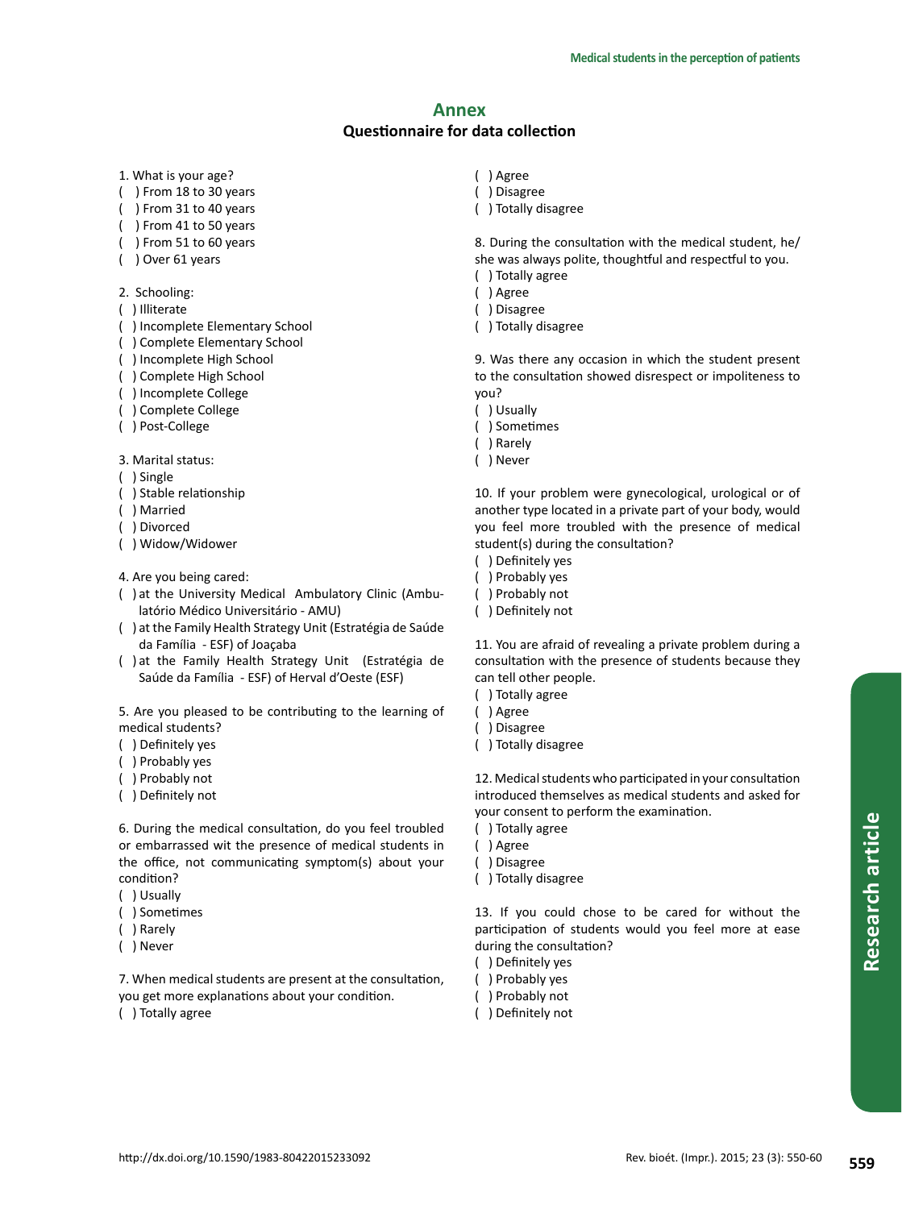## Annex

### Questionnaire for data collection

1. What is your age?
( ) From 18 to 30 years
( ) From 31 to 40 years
( ) From 41 to 50 years
( ) From 51 to 60 years
( ) Over 61 years

2. Schooling:
( ) Illiterate
( ) Incomplete Elementary School
( ) Complete Elementary School
( ) Incomplete High School
( ) Complete High School
( ) Incomplete College
( ) Complete College
( ) Post-College

3. Marital status:
( ) Single
( ) Stable relationship
( ) Married
( ) Divorced
( ) Widow/Widower

4. Are you being cared:
( ) at the University Medical Ambulatory Clinic (Ambulatório Médico Universitário - AMU)
( ) at the Family Health Strategy Unit (Estratégia de Saúde da Família - ESF) of Joaçaba
( ) at the Family Health Strategy Unit (Estratégia de Saúde da Família - ESF) of Herval d'Oeste (ESF)

5. Are you pleased to be contributing to the learning of medical students?
( ) Definitely yes
( ) Probably yes
( ) Probably not
( ) Definitely not

6. During the medical consultation, do you feel troubled or embarrassed wit the presence of medical students in the office, not communicating symptom(s) about your condition?
( ) Usually
( ) Sometimes
( ) Rarely
( ) Never

7. When medical students are present at the consultation, you get more explanations about your condition.
( ) Totally agree
( ) Agree
( ) Disagree
( ) Totally disagree

8. During the consultation with the medical student, he/she was always polite, thoughtful and respectful to you.
( ) Totally agree
( ) Agree
( ) Disagree
( ) Totally disagree

9. Was there any occasion in which the student present to the consultation showed disrespect or impoliteness to you?
( ) Usually
( ) Sometimes
( ) Rarely
( ) Never

10. If your problem were gynecological, urological or of another type located in a private part of your body, would you feel more troubled with the presence of medical student(s) during the consultation?
( ) Definitely yes
( ) Probably yes
( ) Probably not
( ) Definitely not

11. You are afraid of revealing a private problem during a consultation with the presence of students because they can tell other people.
( ) Totally agree
( ) Agree
( ) Disagree
( ) Totally disagree

12. Medical students who participated in your consultation introduced themselves as medical students and asked for your consent to perform the examination.
( ) Totally agree
( ) Agree
( ) Disagree
( ) Totally disagree

13. If you could chose to be cared for without the participation of students would you feel more at ease during the consultation?
( ) Definitely yes
( ) Probably yes
( ) Probably not
( ) Definitely not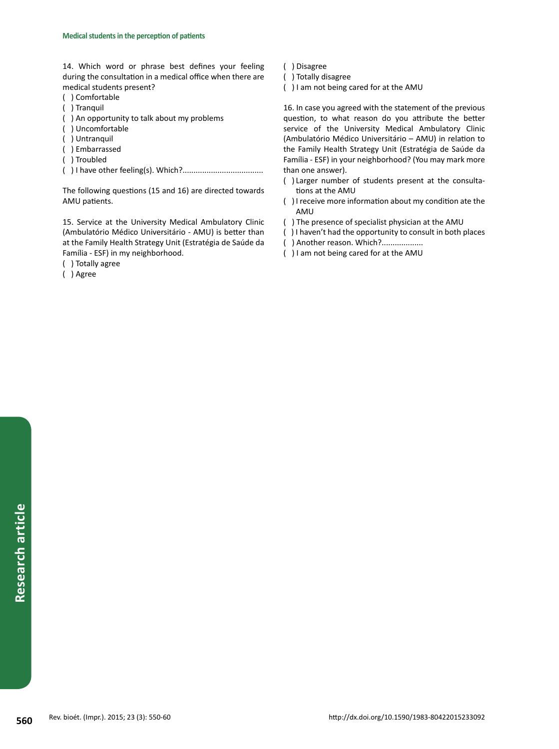14. Which word or phrase best defines your feeling during the consultation in a medical office when there are medical students present?

( ) Comfortable
( ) Tranquil
( ) An opportunity to talk about my problems
( ) Uncomfortable
( ) Untranquil
( ) Embarrassed
( ) Troubled
( ) I have other feeling(s). Which?....................................

The following questions (15 and 16) are directed towards AMU patients.

15. Service at the University Medical Ambulatory Clinic (Ambulatório Médico Universitário - AMU) is better than at the Family Health Strategy Unit (Estratégia de Saúde da Família - ESF) in my neighborhood.

( ) Totally agree
( ) Agree
( ) Disagree
( ) Totally disagree
( ) I am not being cared for at the AMU

16. In case you agreed with the statement of the previous question, to what reason do you attribute the better service of the University Medical Ambulatory Clinic (Ambulatório Médico Universitário – AMU) in relation to the Family Health Strategy Unit (Estratégia de Saúde da Família - ESF) in your neighborhood? (You may mark more than one answer).

( ) Larger number of students present at the consultations at the AMU
( ) I receive more information about my condition ate the AMU
( ) The presence of specialist physician at the AMU
( ) I haven't had the opportunity to consult in both places
( ) Another reason. Which?...................
( ) I am not being cared for at the AMU